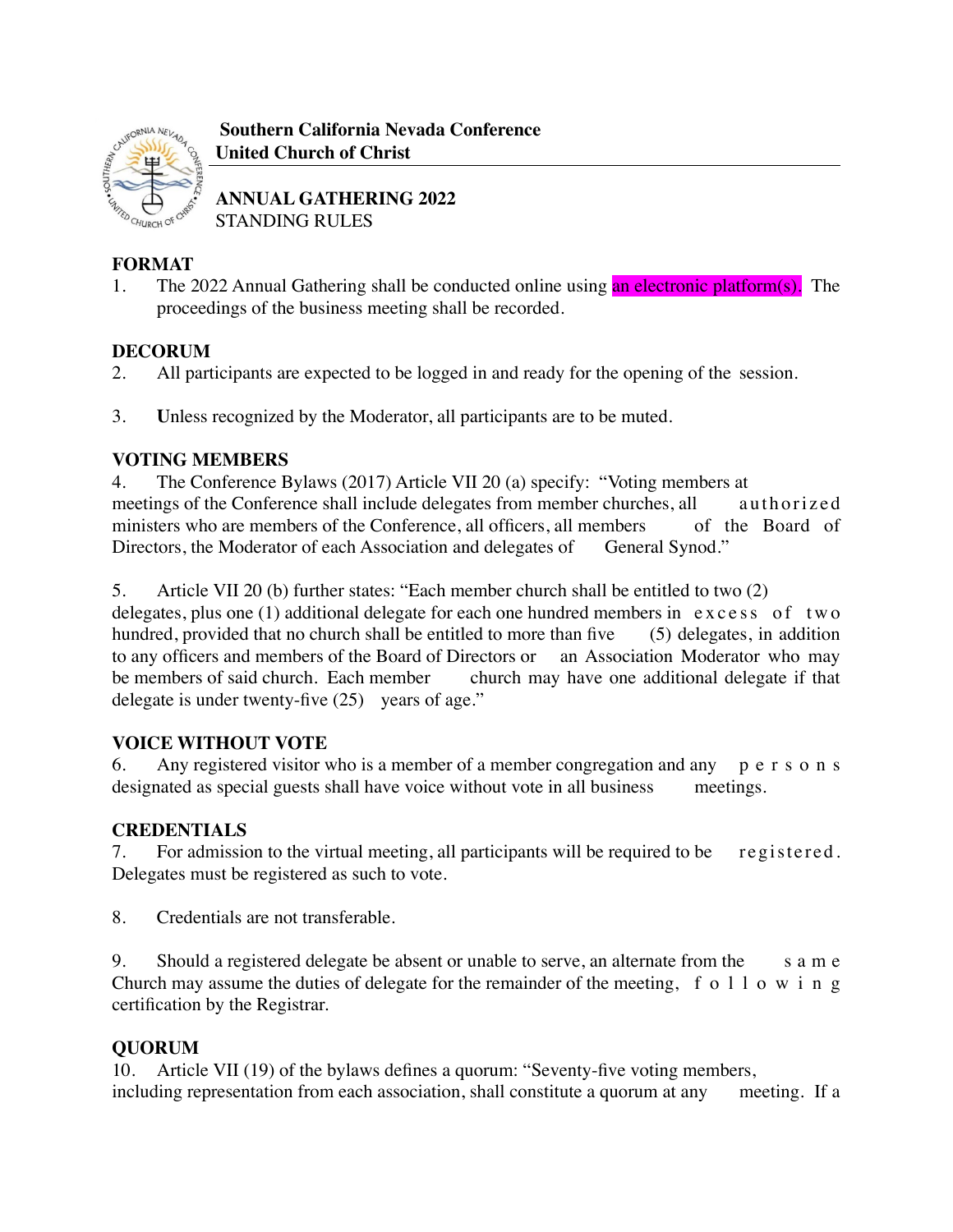**Southern California Nevada Conference**
**United Church of Christ**

**ANNUAL GATHERING 2022**
STANDING RULES

**FORMAT**

1. The 2022 Annual Gathering shall be conducted online using an electronic platform(s). The proceedings of the business meeting shall be recorded.

**DECORUM**

2. All participants are expected to be logged in and ready for the opening of the session.

3. Unless recognized by the Moderator, all participants are to be muted.

**VOTING MEMBERS**

4. The Conference Bylaws (2017) Article VII 20 (a) specify: "Voting members at meetings of the Conference shall include delegates from member churches, all authorized ministers who are members of the Conference, all officers, all members of the Board of Directors, the Moderator of each Association and delegates of General Synod."

5. Article VII 20 (b) further states: "Each member church shall be entitled to two (2) delegates, plus one (1) additional delegate for each one hundred members in excess of two hundred, provided that no church shall be entitled to more than five (5) delegates, in addition to any officers and members of the Board of Directors or an Association Moderator who may be members of said church. Each member church may have one additional delegate if that delegate is under twenty-five (25) years of age."

**VOICE WITHOUT VOTE**

6. Any registered visitor who is a member of a member congregation and any persons designated as special guests shall have voice without vote in all business meetings.

**CREDENTIALS**

7. For admission to the virtual meeting, all participants will be required to be registered. Delegates must be registered as such to vote.

8. Credentials are not transferable.

9. Should a registered delegate be absent or unable to serve, an alternate from the same Church may assume the duties of delegate for the remainder of the meeting, following certification by the Registrar.

**QUORUM**

10. Article VII (19) of the bylaws defines a quorum: "Seventy-five voting members, including representation from each association, shall constitute a quorum at any meeting. If a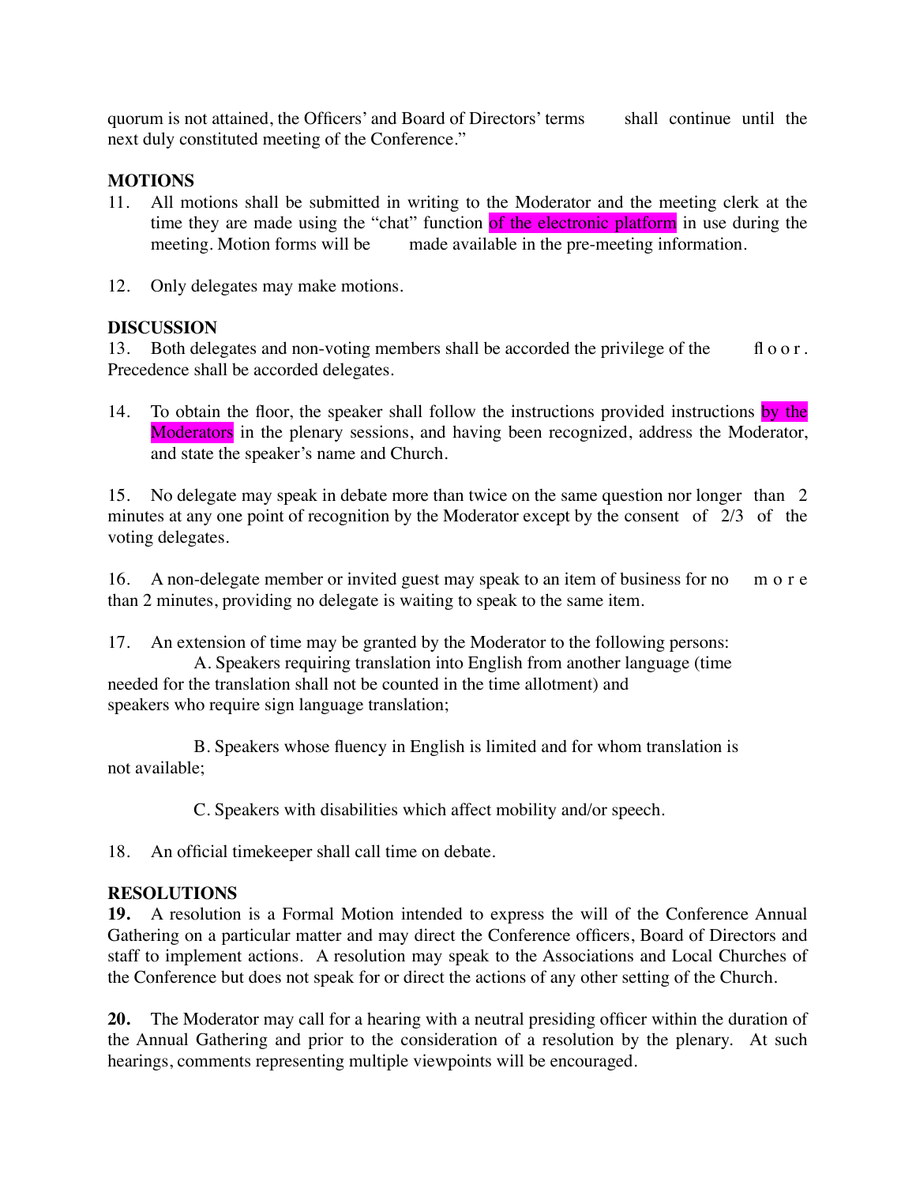quorum is not attained, the Officers' and Board of Directors' terms shall continue until the next duly constituted meeting of the Conference."

**MOTIONS**

11. All motions shall be submitted in writing to the Moderator and the meeting clerk at the time they are made using the "chat" function of the electronic platform in use during the meeting. Motion forms will be made available in the pre-meeting information.

12. Only delegates may make motions.

**DISCUSSION**

13. Both delegates and non-voting members shall be accorded the privilege of the floor. Precedence shall be accorded delegates.

14. To obtain the floor, the speaker shall follow the instructions provided instructions by the Moderators in the plenary sessions, and having been recognized, address the Moderator, and state the speaker's name and Church.

15. No delegate may speak in debate more than twice on the same question nor longer than 2 minutes at any one point of recognition by the Moderator except by the consent of 2/3 of the voting delegates.

16. A non-delegate member or invited guest may speak to an item of business for no more than 2 minutes, providing no delegate is waiting to speak to the same item.

17. An extension of time may be granted by the Moderator to the following persons:

A. Speakers requiring translation into English from another language (time needed for the translation shall not be counted in the time allotment) and speakers who require sign language translation;

B. Speakers whose fluency in English is limited and for whom translation is not available;

C. Speakers with disabilities which affect mobility and/or speech.

18. An official timekeeper shall call time on debate.

**RESOLUTIONS**

**19.** A resolution is a Formal Motion intended to express the will of the Conference Annual Gathering on a particular matter and may direct the Conference officers, Board of Directors and staff to implement actions. A resolution may speak to the Associations and Local Churches of the Conference but does not speak for or direct the actions of any other setting of the Church.

**20.** The Moderator may call for a hearing with a neutral presiding officer within the duration of the Annual Gathering and prior to the consideration of a resolution by the plenary. At such hearings, comments representing multiple viewpoints will be encouraged.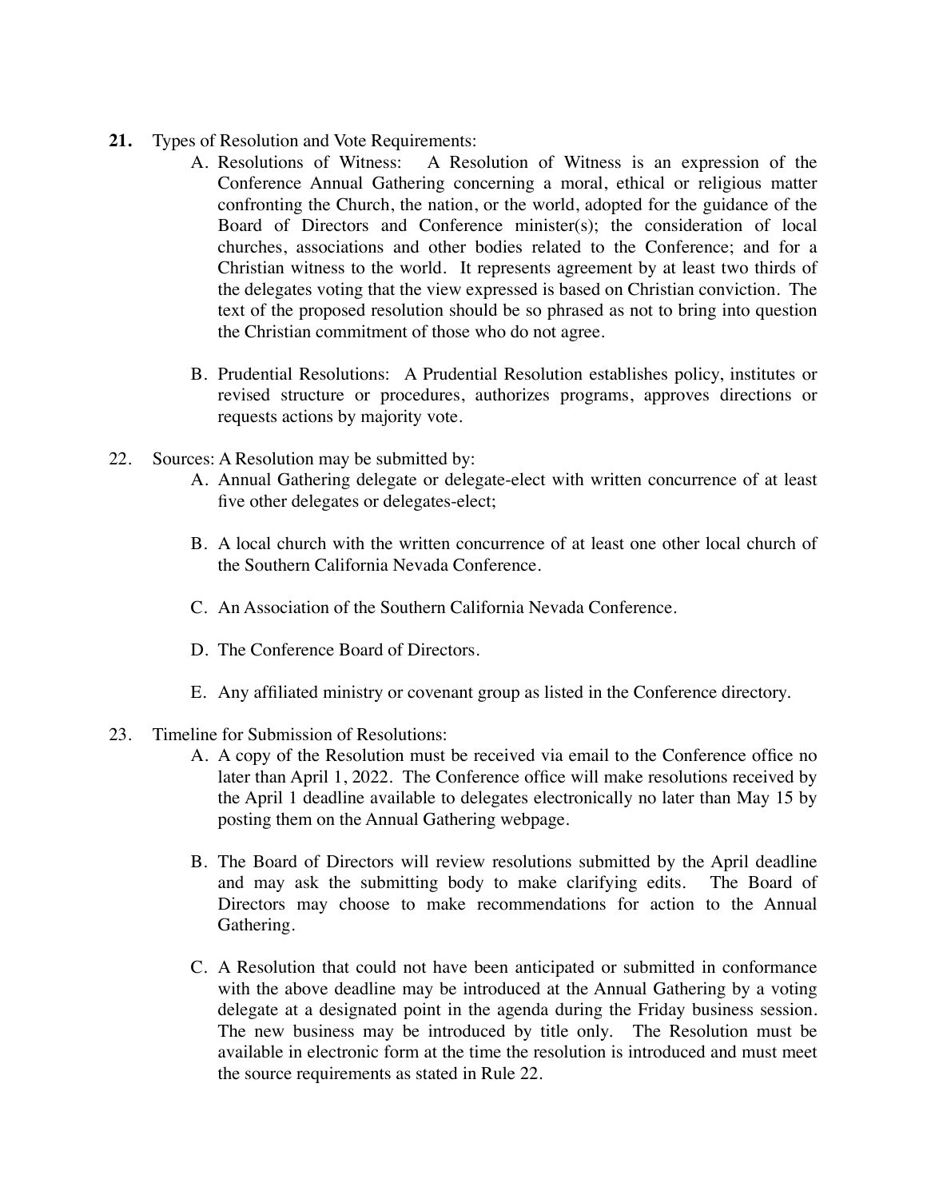**21.** Types of Resolution and Vote Requirements:

A. Resolutions of Witness: A Resolution of Witness is an expression of the Conference Annual Gathering concerning a moral, ethical or religious matter confronting the Church, the nation, or the world, adopted for the guidance of the Board of Directors and Conference minister(s); the consideration of local churches, associations and other bodies related to the Conference; and for a Christian witness to the world. It represents agreement by at least two thirds of the delegates voting that the view expressed is based on Christian conviction. The text of the proposed resolution should be so phrased as not to bring into question the Christian commitment of those who do not agree.

B. Prudential Resolutions: A Prudential Resolution establishes policy, institutes or revised structure or procedures, authorizes programs, approves directions or requests actions by majority vote.

22. Sources: A Resolution may be submitted by:

A. Annual Gathering delegate or delegate-elect with written concurrence of at least five other delegates or delegates-elect;

B. A local church with the written concurrence of at least one other local church of the Southern California Nevada Conference.

C. An Association of the Southern California Nevada Conference.

D. The Conference Board of Directors.

E. Any affiliated ministry or covenant group as listed in the Conference directory.

23. Timeline for Submission of Resolutions:

A. A copy of the Resolution must be received via email to the Conference office no later than April 1, 2022. The Conference office will make resolutions received by the April 1 deadline available to delegates electronically no later than May 15 by posting them on the Annual Gathering webpage.

B. The Board of Directors will review resolutions submitted by the April deadline and may ask the submitting body to make clarifying edits. The Board of Directors may choose to make recommendations for action to the Annual Gathering.

C. A Resolution that could not have been anticipated or submitted in conformance with the above deadline may be introduced at the Annual Gathering by a voting delegate at a designated point in the agenda during the Friday business session. The new business may be introduced by title only. The Resolution must be available in electronic form at the time the resolution is introduced and must meet the source requirements as stated in Rule 22.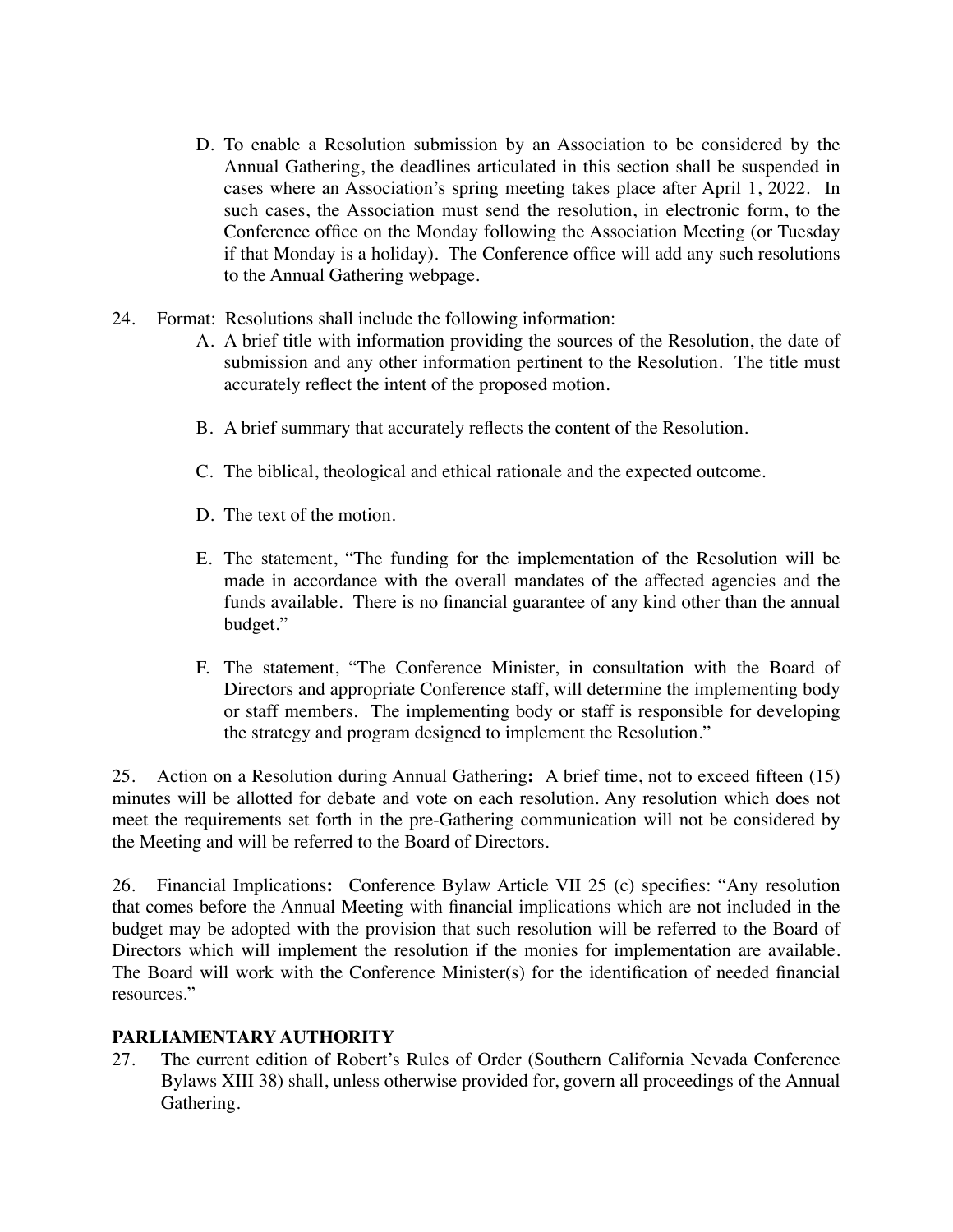D. To enable a Resolution submission by an Association to be considered by the Annual Gathering, the deadlines articulated in this section shall be suspended in cases where an Association's spring meeting takes place after April 1, 2022. In such cases, the Association must send the resolution, in electronic form, to the Conference office on the Monday following the Association Meeting (or Tuesday if that Monday is a holiday). The Conference office will add any such resolutions to the Annual Gathering webpage.

24. Format: Resolutions shall include the following information:

A. A brief title with information providing the sources of the Resolution, the date of submission and any other information pertinent to the Resolution. The title must accurately reflect the intent of the proposed motion.

B. A brief summary that accurately reflects the content of the Resolution.

C. The biblical, theological and ethical rationale and the expected outcome.

D. The text of the motion.

E. The statement, "The funding for the implementation of the Resolution will be made in accordance with the overall mandates of the affected agencies and the funds available. There is no financial guarantee of any kind other than the annual budget."

F. The statement, "The Conference Minister, in consultation with the Board of Directors and appropriate Conference staff, will determine the implementing body or staff members. The implementing body or staff is responsible for developing the strategy and program designed to implement the Resolution."

25. Action on a Resolution during Annual Gathering**:** A brief time, not to exceed fifteen (15) minutes will be allotted for debate and vote on each resolution. Any resolution which does not meet the requirements set forth in the pre-Gathering communication will not be considered by the Meeting and will be referred to the Board of Directors.

26. Financial Implications**:** Conference Bylaw Article VII 25 (c) specifies: "Any resolution that comes before the Annual Meeting with financial implications which are not included in the budget may be adopted with the provision that such resolution will be referred to the Board of Directors which will implement the resolution if the monies for implementation are available. The Board will work with the Conference Minister(s) for the identification of needed financial resources."

## PARLIAMENTARY AUTHORITY

27. The current edition of Robert's Rules of Order (Southern California Nevada Conference Bylaws XIII 38) shall, unless otherwise provided for, govern all proceedings of the Annual Gathering.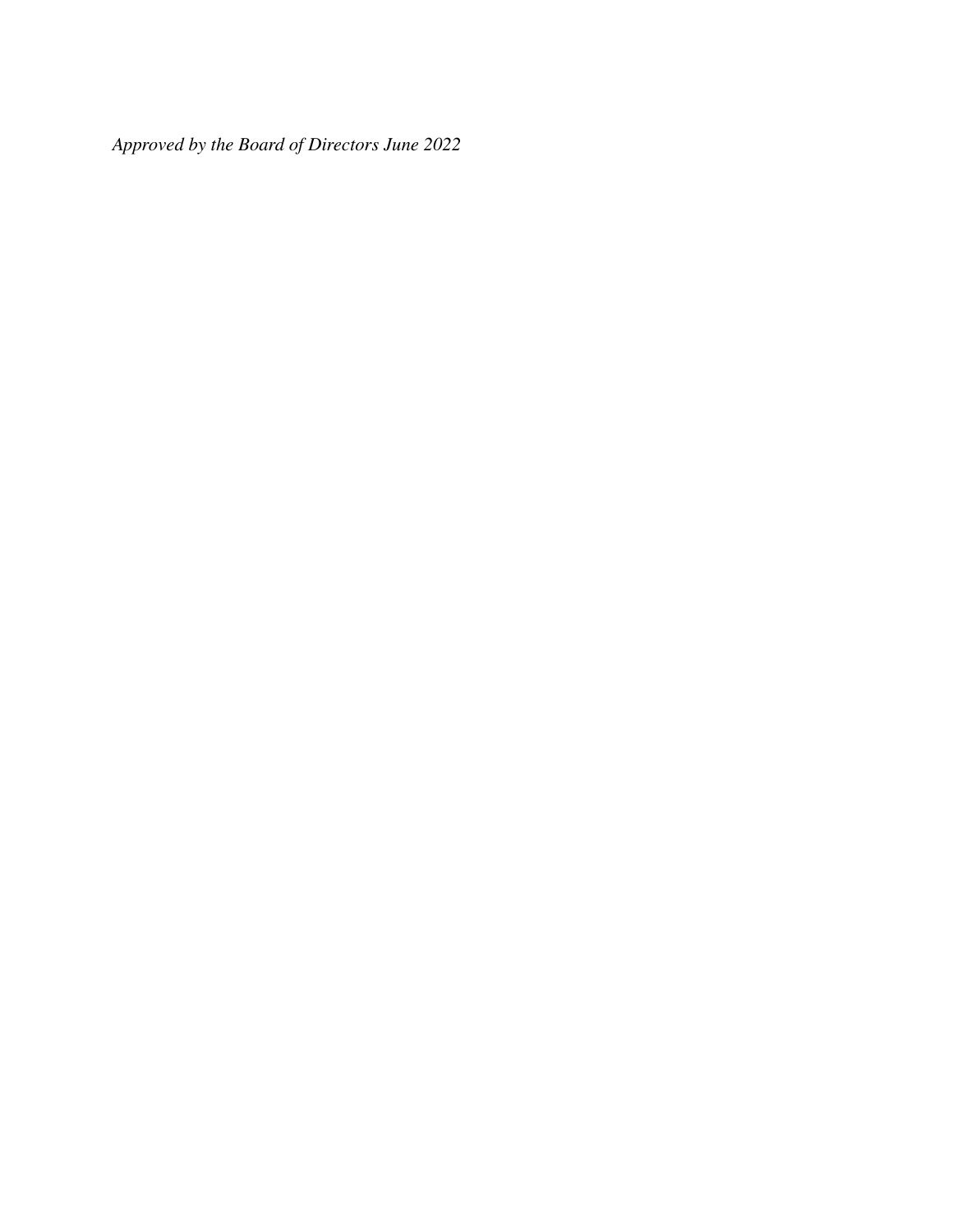*Approved by the Board of Directors June 2022*